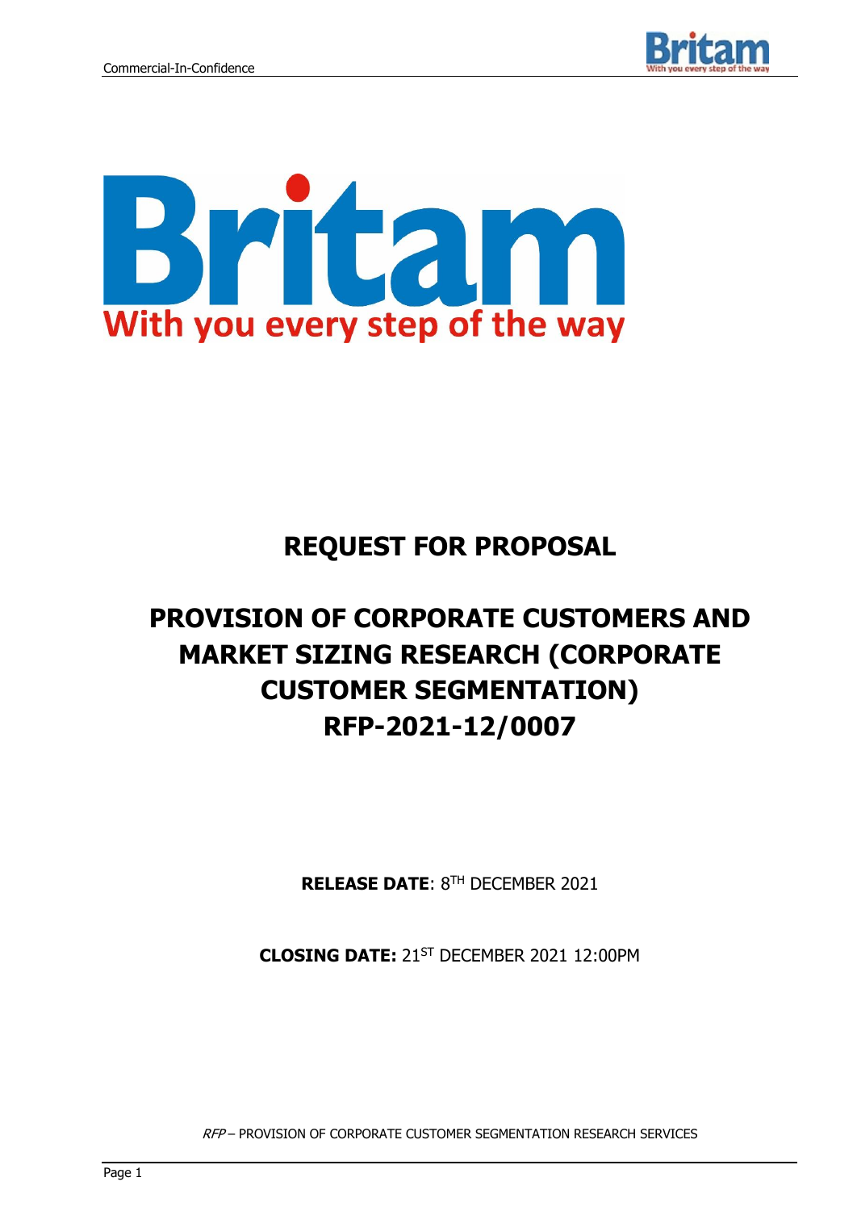Britam

With you every step of the way

# REQUEST FOR PROPOSAL

# PROVISION OF CORPORATE CUSTOMERS AND MARKET SIZING RESEARCH (CORPORATE CUSTOMER SEGMENTATION) RFP-2021-12/0007

**RELEASE DATE**: 8TH DECEMBER 2021

**CLOSING DATE:** 21ST DECEMBER 2021 12:00PM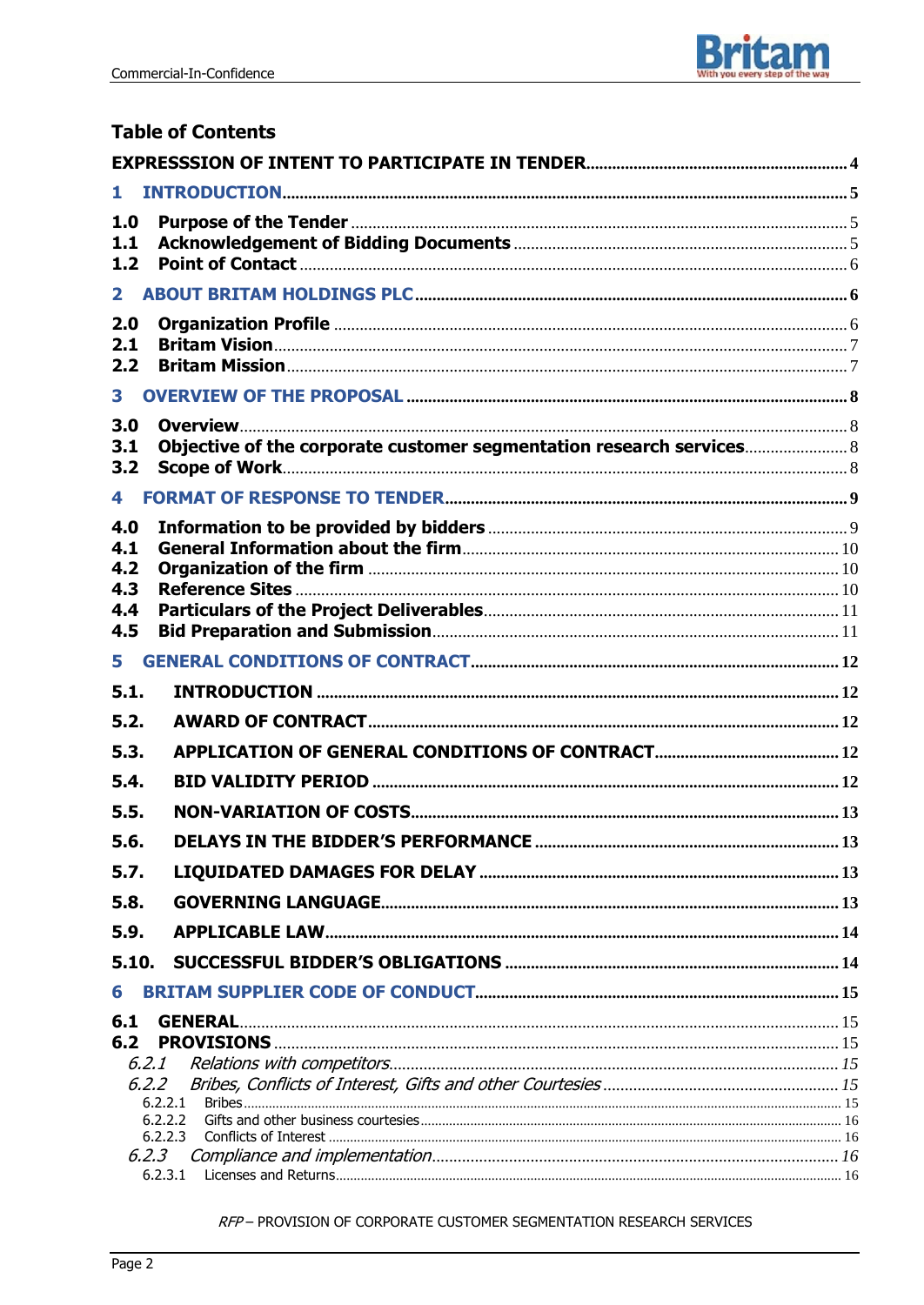# Table of Contents

EXPRESSSION OF INTENT TO PARTICIPATE IN TENDER ..... 4

1 INTRODUCTION ..... 5

1.0 Purpose of the Tender ..... 5
1.1 Acknowledgement of Bidding Documents ..... 5
1.2 Point of Contact ..... 6

2 ABOUT BRITAM HOLDINGS PLC ..... 6

2.0 Organization Profile ..... 6
2.1 Britam Vision ..... 7
2.2 Britam Mission ..... 7

3 OVERVIEW OF THE PROPOSAL ..... 8

3.0 Overview ..... 8
3.1 Objective of the corporate customer segmentation research services ..... 8
3.2 Scope of Work ..... 8

4 FORMAT OF RESPONSE TO TENDER ..... 9

4.0 Information to be provided by bidders ..... 9
4.1 General Information about the firm ..... 10
4.2 Organization of the firm ..... 10
4.3 Reference Sites ..... 10
4.4 Particulars of the Project Deliverables ..... 11
4.5 Bid Preparation and Submission ..... 11

5 GENERAL CONDITIONS OF CONTRACT ..... 12

5.1. INTRODUCTION ..... 12
5.2. AWARD OF CONTRACT ..... 12
5.3. APPLICATION OF GENERAL CONDITIONS OF CONTRACT ..... 12
5.4. BID VALIDITY PERIOD ..... 12
5.5. NON-VARIATION OF COSTS ..... 13
5.6. DELAYS IN THE BIDDER'S PERFORMANCE ..... 13
5.7. LIQUIDATED DAMAGES FOR DELAY ..... 13
5.8. GOVERNING LANGUAGE ..... 13
5.9. APPLICABLE LAW ..... 14
5.10. SUCCESSFUL BIDDER'S OBLIGATIONS ..... 14

6 BRITAM SUPPLIER CODE OF CONDUCT ..... 15

6.1 GENERAL ..... 15
6.2 PROVISIONS ..... 15
*6.2.1 Relations with competitors ..... 15*
*6.2.2 Bribes, Conflicts of Interest, Gifts and other Courtesies ..... 15*
6.2.2.1 Bribes ..... 15
6.2.2.2 Gifts and other business courtesies ..... 16
6.2.2.3 Conflicts of Interest ..... 16
*6.2.3 Compliance and implementation ..... 16*
6.2.3.1 Licenses and Returns ..... 16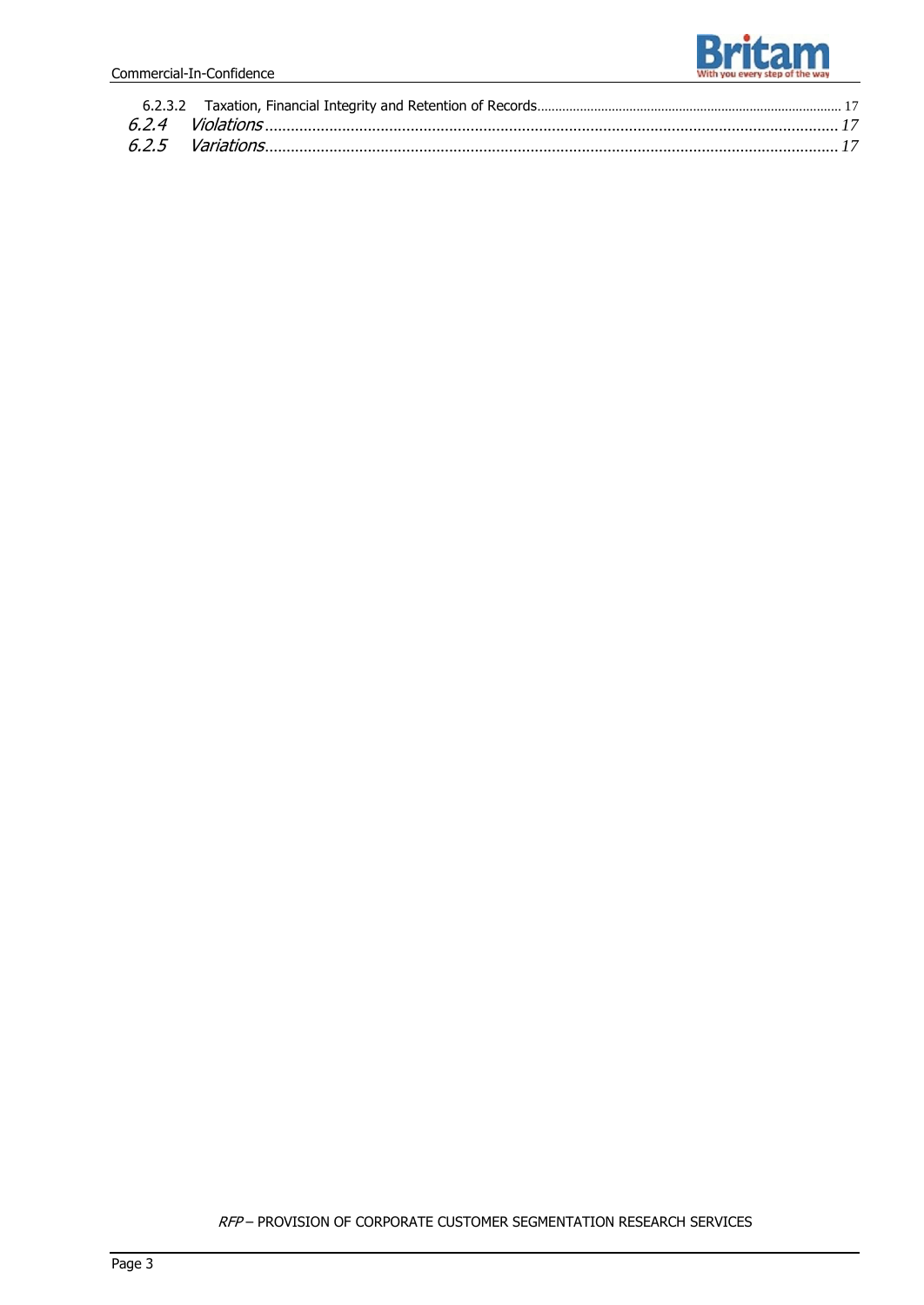6.2.3.2 Taxation, Financial Integrity and Retention of Records ..... 17

*6.2.4 Violations* ..... *17*

*6.2.5 Variations* ..... *17*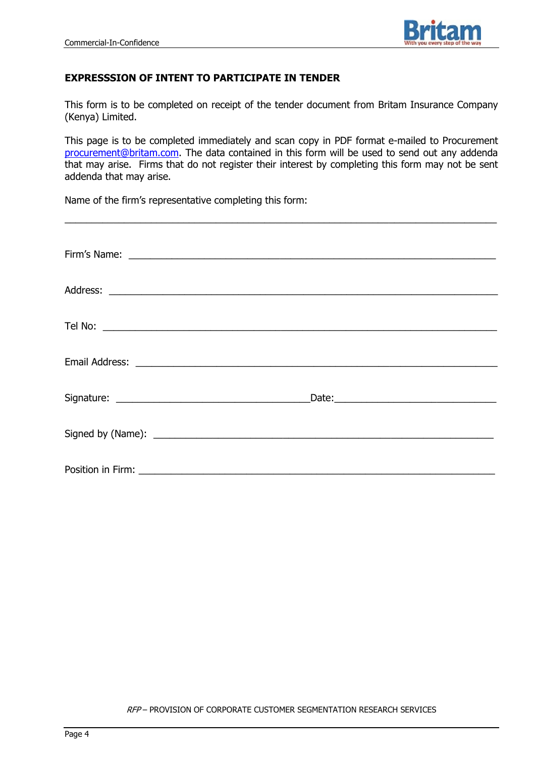**EXPRESSSION OF INTENT TO PARTICIPATE IN TENDER**

This form is to be completed on receipt of the tender document from Britam Insurance Company (Kenya) Limited.

This page is to be completed immediately and scan copy in PDF format e-mailed to Procurement procurement@britam.com. The data contained in this form will be used to send out any addenda that may arise. Firms that do not register their interest by completing this form may not be sent addenda that may arise.

Name of the firm's representative completing this form:

\_\_\_\_\_\_\_\_\_\_\_\_\_\_\_\_\_\_\_\_\_\_\_\_\_\_\_\_\_\_\_\_\_\_\_\_\_\_\_\_\_\_\_\_\_\_\_\_\_\_\_\_\_\_\_\_\_\_\_\_\_\_\_\_\_\_

Firm's Name: \_\_\_\_\_\_\_\_\_\_\_\_\_\_\_\_\_\_\_\_\_\_\_\_\_\_\_\_\_\_\_\_\_\_\_\_\_\_\_\_\_\_\_\_\_\_\_\_\_\_\_\_\_\_\_\_

Address: \_\_\_\_\_\_\_\_\_\_\_\_\_\_\_\_\_\_\_\_\_\_\_\_\_\_\_\_\_\_\_\_\_\_\_\_\_\_\_\_\_\_\_\_\_\_\_\_\_\_\_\_\_\_\_\_\_\_

Tel No: \_\_\_\_\_\_\_\_\_\_\_\_\_\_\_\_\_\_\_\_\_\_\_\_\_\_\_\_\_\_\_\_\_\_\_\_\_\_\_\_\_\_\_\_\_\_\_\_\_\_\_\_\_\_\_\_\_\_\_

Email Address: \_\_\_\_\_\_\_\_\_\_\_\_\_\_\_\_\_\_\_\_\_\_\_\_\_\_\_\_\_\_\_\_\_\_\_\_\_\_\_\_\_\_\_\_\_\_\_\_\_\_\_\_\_\_

Signature: \_\_\_\_\_\_\_\_\_\_\_\_\_\_\_\_\_\_\_\_\_\_\_\_\_\_\_\_\_\_\_\_Date:\_\_\_\_\_\_\_\_\_\_\_\_\_\_\_\_\_\_\_\_\_\_\_\_\_\_

Signed by (Name): \_\_\_\_\_\_\_\_\_\_\_\_\_\_\_\_\_\_\_\_\_\_\_\_\_\_\_\_\_\_\_\_\_\_\_\_\_\_\_\_\_\_\_\_\_\_\_\_\_\_\_

Position in Firm: \_\_\_\_\_\_\_\_\_\_\_\_\_\_\_\_\_\_\_\_\_\_\_\_\_\_\_\_\_\_\_\_\_\_\_\_\_\_\_\_\_\_\_\_\_\_\_\_\_\_\_\_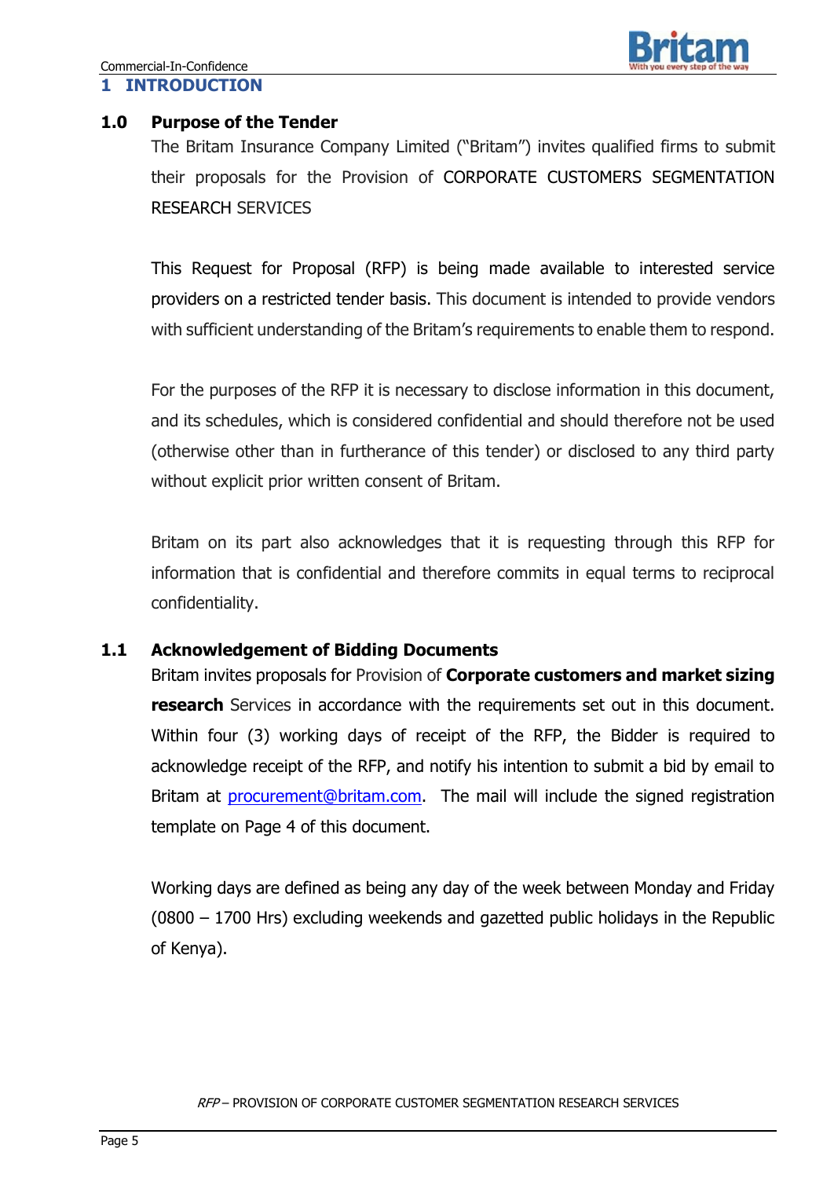# 1 INTRODUCTION

## 1.0 Purpose of the Tender

The Britam Insurance Company Limited ("Britam") invites qualified firms to submit their proposals for the Provision of CORPORATE CUSTOMERS SEGMENTATION RESEARCH SERVICES

This Request for Proposal (RFP) is being made available to interested service providers on a restricted tender basis. This document is intended to provide vendors with sufficient understanding of the Britam's requirements to enable them to respond.

For the purposes of the RFP it is necessary to disclose information in this document, and its schedules, which is considered confidential and should therefore not be used (otherwise other than in furtherance of this tender) or disclosed to any third party without explicit prior written consent of Britam.

Britam on its part also acknowledges that it is requesting through this RFP for information that is confidential and therefore commits in equal terms to reciprocal confidentiality.

## 1.1 Acknowledgement of Bidding Documents

Britam invites proposals for Provision of **Corporate customers and market sizing research** Services in accordance with the requirements set out in this document. Within four (3) working days of receipt of the RFP, the Bidder is required to acknowledge receipt of the RFP, and notify his intention to submit a bid by email to Britam at procurement@britam.com. The mail will include the signed registration template on Page 4 of this document.

Working days are defined as being any day of the week between Monday and Friday (0800 – 1700 Hrs) excluding weekends and gazetted public holidays in the Republic of Kenya).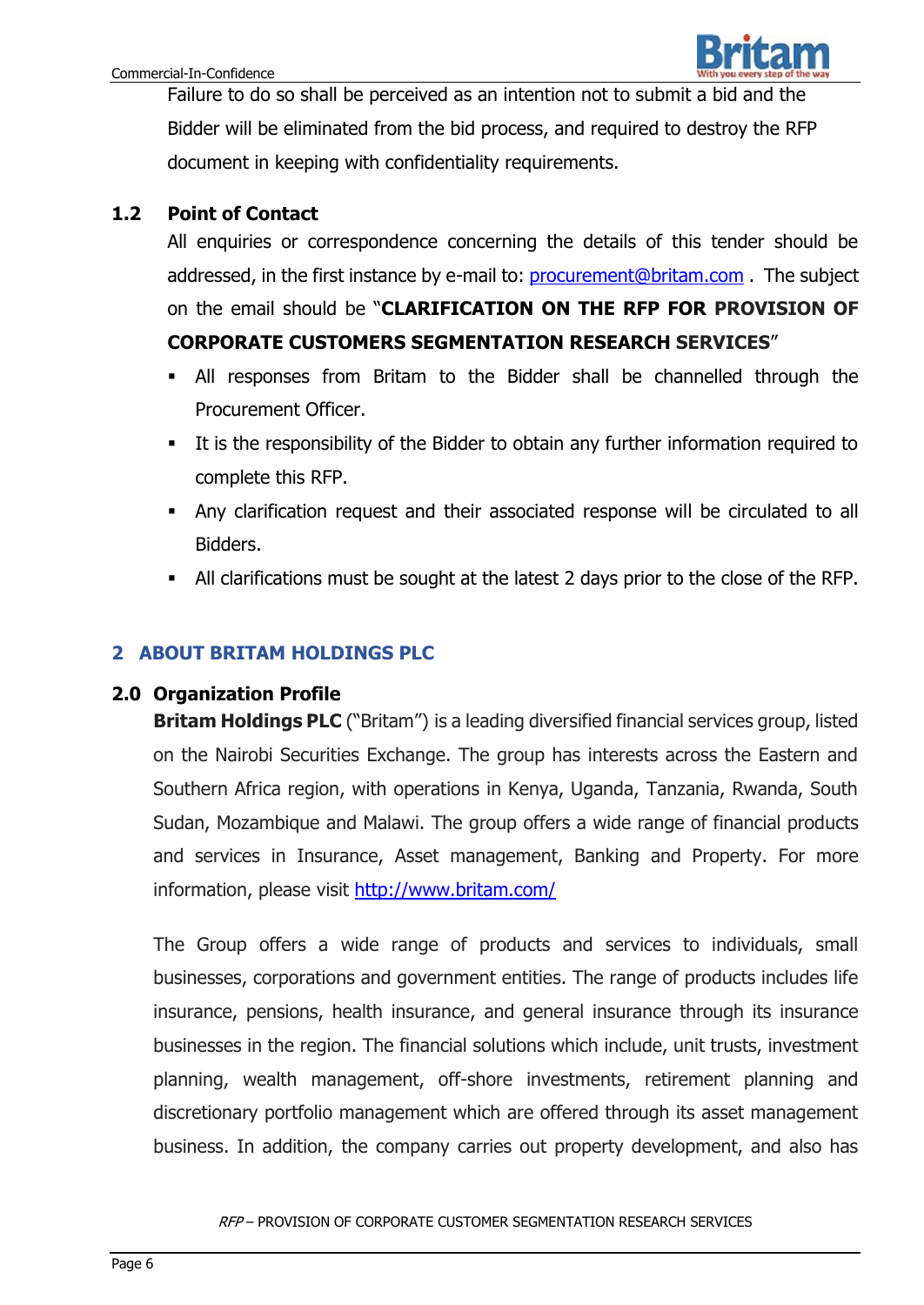Failure to do so shall be perceived as an intention not to submit a bid and the Bidder will be eliminated from the bid process, and required to destroy the RFP document in keeping with confidentiality requirements.

### 1.2 Point of Contact

All enquiries or correspondence concerning the details of this tender should be addressed, in the first instance by e-mail to: procurement@britam.com . The subject on the email should be "**CLARIFICATION ON THE RFP FOR PROVISION OF CORPORATE CUSTOMERS SEGMENTATION RESEARCH SERVICES**"

- All responses from Britam to the Bidder shall be channelled through the Procurement Officer.
- It is the responsibility of the Bidder to obtain any further information required to complete this RFP.
- Any clarification request and their associated response will be circulated to all Bidders.
- All clarifications must be sought at the latest 2 days prior to the close of the RFP.

## 2 ABOUT BRITAM HOLDINGS PLC

### 2.0 Organization Profile

**Britam Holdings PLC** ("Britam") is a leading diversified financial services group, listed on the Nairobi Securities Exchange. The group has interests across the Eastern and Southern Africa region, with operations in Kenya, Uganda, Tanzania, Rwanda, South Sudan, Mozambique and Malawi. The group offers a wide range of financial products and services in Insurance, Asset management, Banking and Property. For more information, please visit http://www.britam.com/

The Group offers a wide range of products and services to individuals, small businesses, corporations and government entities. The range of products includes life insurance, pensions, health insurance, and general insurance through its insurance businesses in the region. The financial solutions which include, unit trusts, investment planning, wealth management, off-shore investments, retirement planning and discretionary portfolio management which are offered through its asset management business. In addition, the company carries out property development, and also has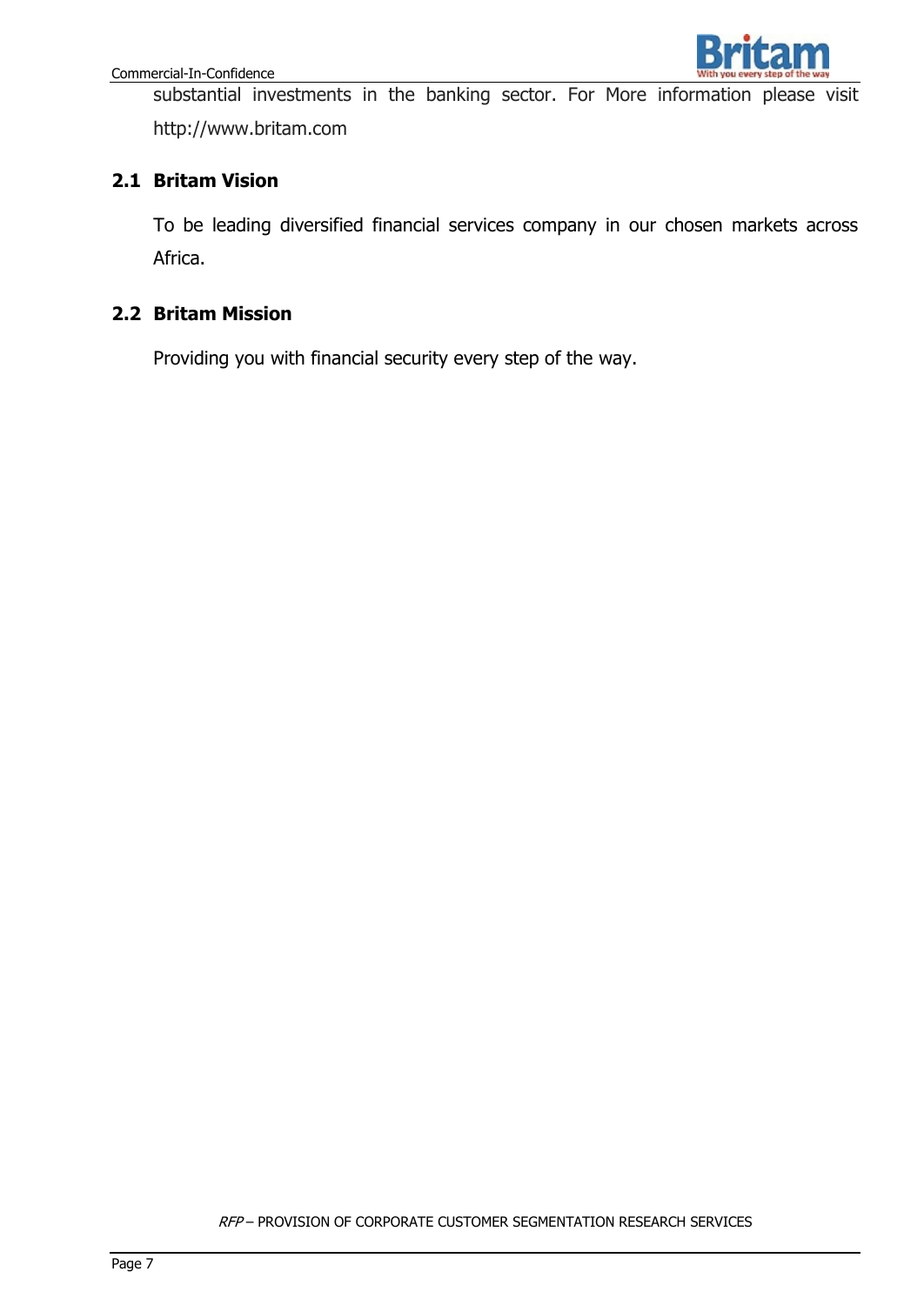substantial investments in the banking sector. For More information please visit http://www.britam.com

## 2.1 Britam Vision

To be leading diversified financial services company in our chosen markets across Africa.

## 2.2 Britam Mission

Providing you with financial security every step of the way.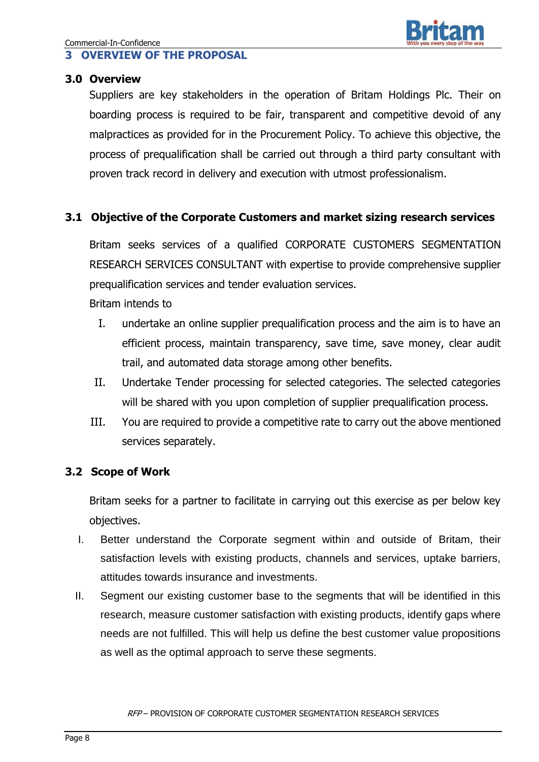# 3 OVERVIEW OF THE PROPOSAL

## 3.0 Overview

Suppliers are key stakeholders in the operation of Britam Holdings Plc. Their on boarding process is required to be fair, transparent and competitive devoid of any malpractices as provided for in the Procurement Policy. To achieve this objective, the process of prequalification shall be carried out through a third party consultant with proven track record in delivery and execution with utmost professionalism.

## 3.1 Objective of the Corporate Customers and market sizing research services

Britam seeks services of a qualified CORPORATE CUSTOMERS SEGMENTATION RESEARCH SERVICES CONSULTANT with expertise to provide comprehensive supplier prequalification services and tender evaluation services.

Britam intends to

I. undertake an online supplier prequalification process and the aim is to have an efficient process, maintain transparency, save time, save money, clear audit trail, and automated data storage among other benefits.

II. Undertake Tender processing for selected categories. The selected categories will be shared with you upon completion of supplier prequalification process.

III. You are required to provide a competitive rate to carry out the above mentioned services separately.

## 3.2 Scope of Work

Britam seeks for a partner to facilitate in carrying out this exercise as per below key objectives.

I. Better understand the Corporate segment within and outside of Britam, their satisfaction levels with existing products, channels and services, uptake barriers, attitudes towards insurance and investments.

II. Segment our existing customer base to the segments that will be identified in this research, measure customer satisfaction with existing products, identify gaps where needs are not fulfilled. This will help us define the best customer value propositions as well as the optimal approach to serve these segments.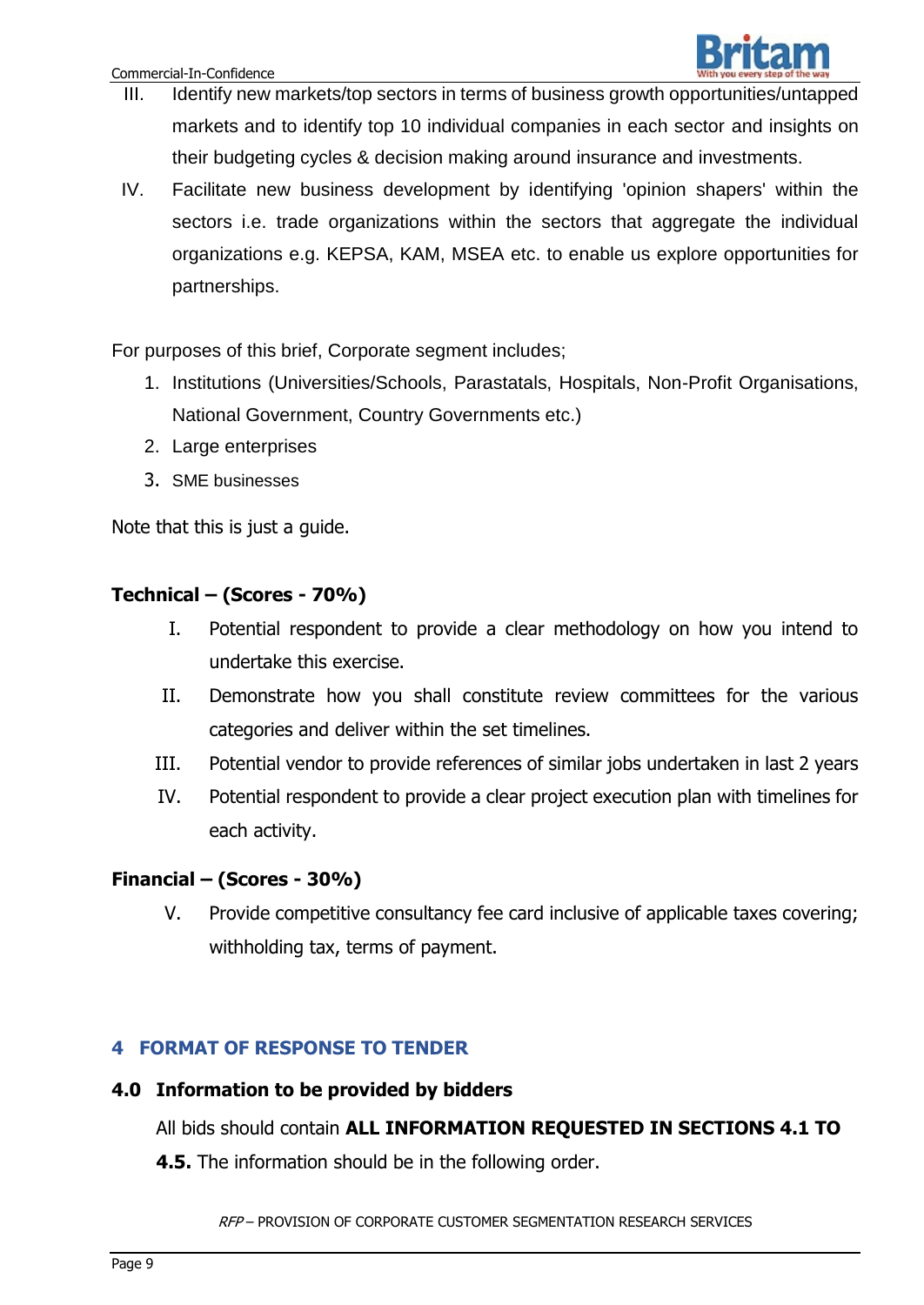III. Identify new markets/top sectors in terms of business growth opportunities/untapped markets and to identify top 10 individual companies in each sector and insights on their budgeting cycles & decision making around insurance and investments.

IV. Facilitate new business development by identifying 'opinion shapers' within the sectors i.e. trade organizations within the sectors that aggregate the individual organizations e.g. KEPSA, KAM, MSEA etc. to enable us explore opportunities for partnerships.

For purposes of this brief, Corporate segment includes;

1. Institutions (Universities/Schools, Parastatals, Hospitals, Non-Profit Organisations, National Government, Country Governments etc.)
2. Large enterprises
3. SME businesses

Note that this is just a guide.

**Technical – (Scores - 70%)**

I. Potential respondent to provide a clear methodology on how you intend to undertake this exercise.

II. Demonstrate how you shall constitute review committees for the various categories and deliver within the set timelines.

III. Potential vendor to provide references of similar jobs undertaken in last 2 years

IV. Potential respondent to provide a clear project execution plan with timelines for each activity.

**Financial – (Scores - 30%)**

V. Provide competitive consultancy fee card inclusive of applicable taxes covering; withholding tax, terms of payment.

## 4 FORMAT OF RESPONSE TO TENDER

### 4.0 Information to be provided by bidders

All bids should contain **ALL INFORMATION REQUESTED IN SECTIONS 4.1 TO 4.5.** The information should be in the following order.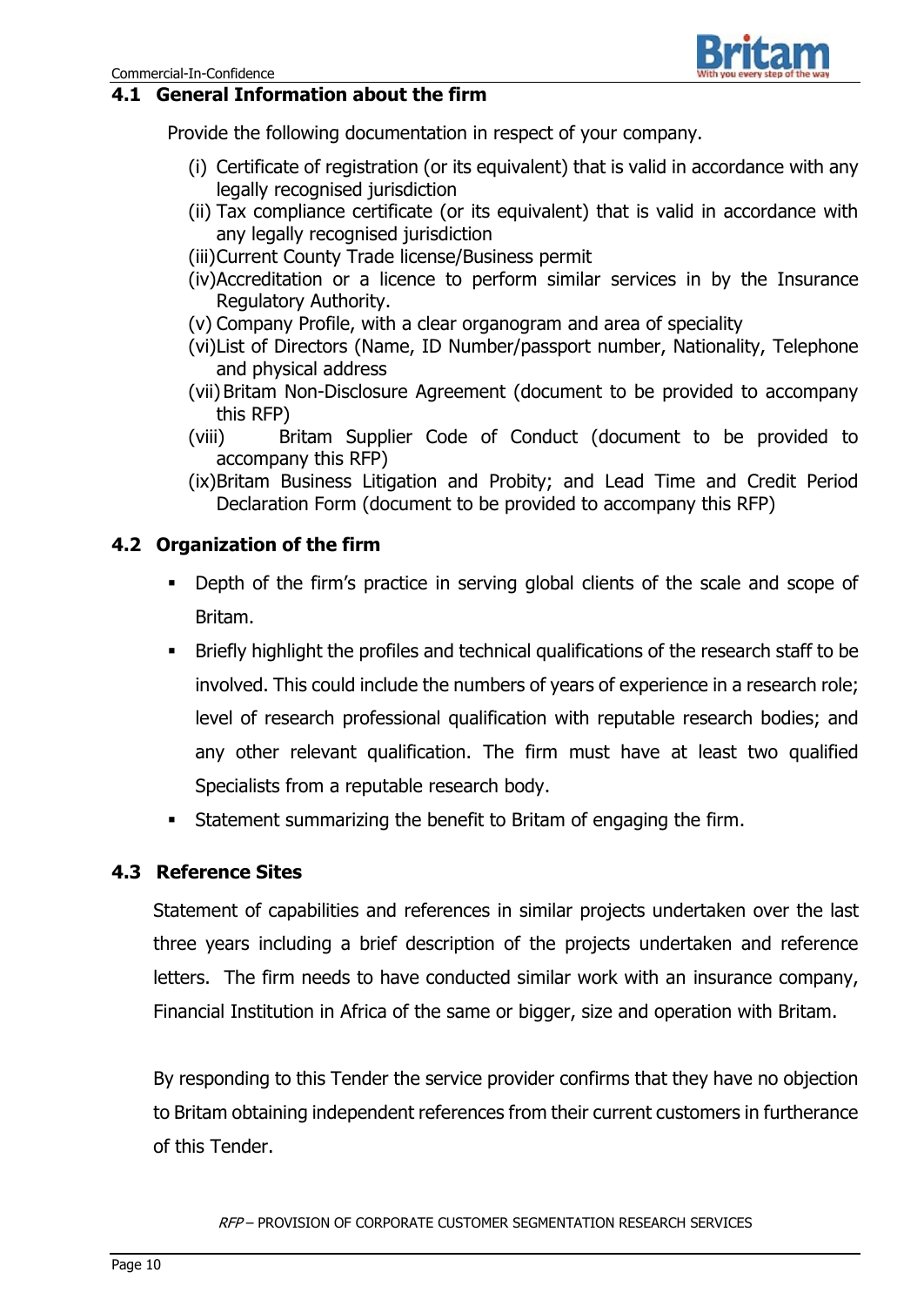### 4.1 General Information about the firm

Provide the following documentation in respect of your company.

(i) Certificate of registration (or its equivalent) that is valid in accordance with any legally recognised jurisdiction
(ii) Tax compliance certificate (or its equivalent) that is valid in accordance with any legally recognised jurisdiction
(iii) Current County Trade license/Business permit
(iv) Accreditation or a licence to perform similar services in by the Insurance Regulatory Authority.
(v) Company Profile, with a clear organogram and area of speciality
(vi) List of Directors (Name, ID Number/passport number, Nationality, Telephone and physical address
(vii) Britam Non-Disclosure Agreement (document to be provided to accompany this RFP)
(viii) Britam Supplier Code of Conduct (document to be provided to accompany this RFP)
(ix) Britam Business Litigation and Probity; and Lead Time and Credit Period Declaration Form (document to be provided to accompany this RFP)

### 4.2 Organization of the firm

- Depth of the firm's practice in serving global clients of the scale and scope of Britam.
- Briefly highlight the profiles and technical qualifications of the research staff to be involved. This could include the numbers of years of experience in a research role; level of research professional qualification with reputable research bodies; and any other relevant qualification. The firm must have at least two qualified Specialists from a reputable research body.
- Statement summarizing the benefit to Britam of engaging the firm.

### 4.3 Reference Sites

Statement of capabilities and references in similar projects undertaken over the last three years including a brief description of the projects undertaken and reference letters. The firm needs to have conducted similar work with an insurance company, Financial Institution in Africa of the same or bigger, size and operation with Britam.

By responding to this Tender the service provider confirms that they have no objection to Britam obtaining independent references from their current customers in furtherance of this Tender.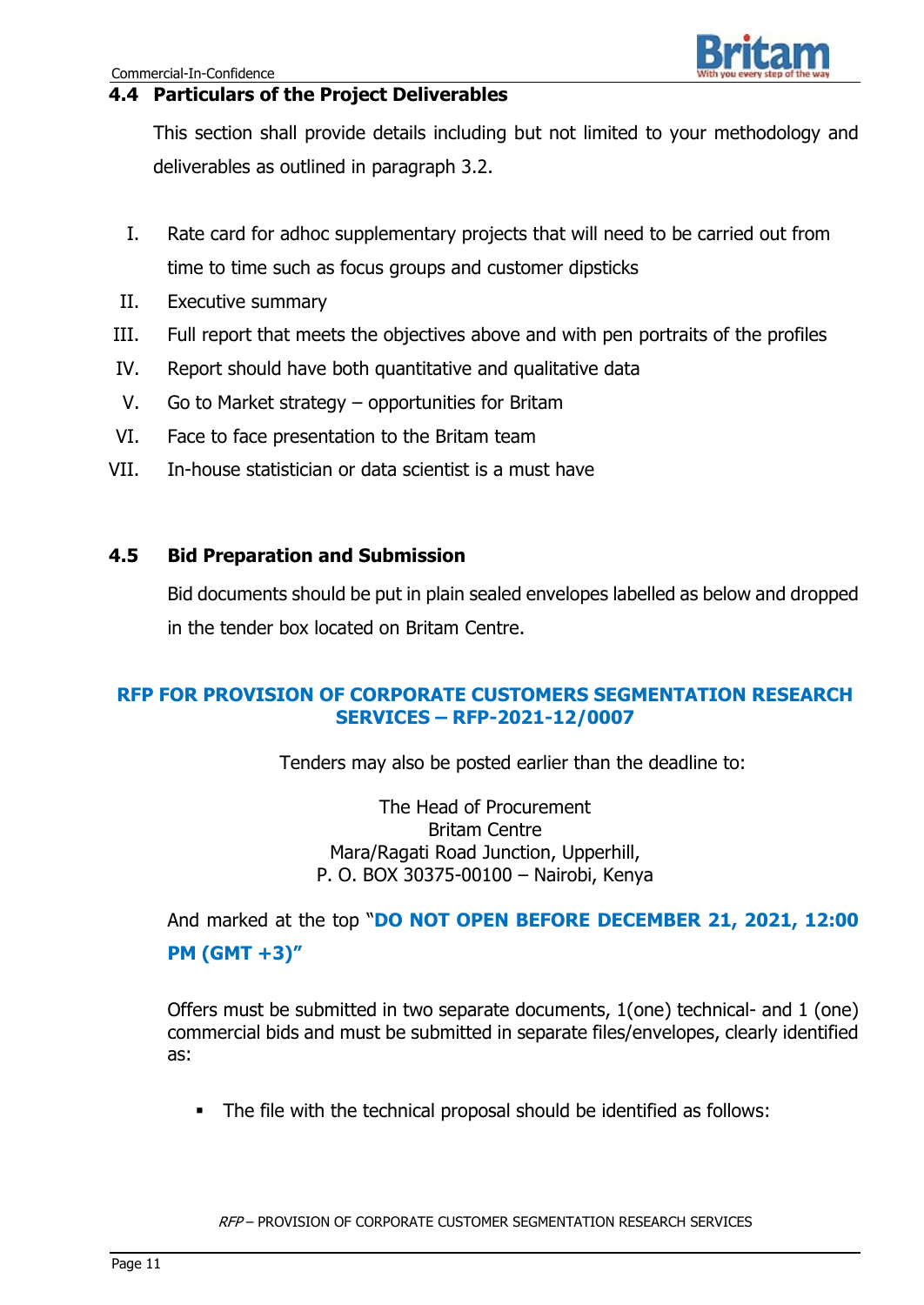## 4.4 Particulars of the Project Deliverables

This section shall provide details including but not limited to your methodology and deliverables as outlined in paragraph 3.2.

I. Rate card for adhoc supplementary projects that will need to be carried out from time to time such as focus groups and customer dipsticks
II. Executive summary
III. Full report that meets the objectives above and with pen portraits of the profiles
IV. Report should have both quantitative and qualitative data
V. Go to Market strategy – opportunities for Britam
VI. Face to face presentation to the Britam team
VII. In-house statistician or data scientist is a must have

## 4.5 Bid Preparation and Submission

Bid documents should be put in plain sealed envelopes labelled as below and dropped in the tender box located on Britam Centre.

**RFP FOR PROVISION OF CORPORATE CUSTOMERS SEGMENTATION RESEARCH SERVICES – RFP-2021-12/0007**

Tenders may also be posted earlier than the deadline to:

The Head of Procurement
Britam Centre
Mara/Ragati Road Junction, Upperhill,
P. O. BOX 30375-00100 – Nairobi, Kenya

And marked at the top "**DO NOT OPEN BEFORE DECEMBER 21, 2021, 12:00 PM (GMT +3)**"

Offers must be submitted in two separate documents, 1(one) technical- and 1 (one) commercial bids and must be submitted in separate files/envelopes, clearly identified as:

- The file with the technical proposal should be identified as follows: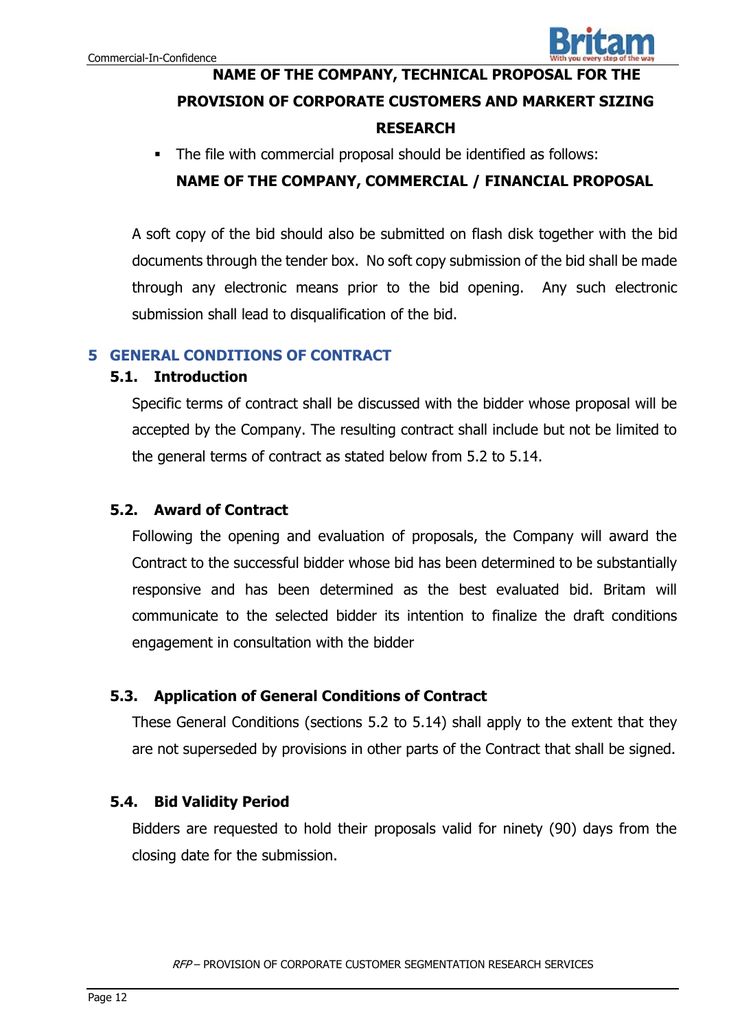**NAME OF THE COMPANY, TECHNICAL PROPOSAL FOR THE PROVISION OF CORPORATE CUSTOMERS AND MARKERT SIZING RESEARCH**

- The file with commercial proposal should be identified as follows:

  **NAME OF THE COMPANY, COMMERCIAL / FINANCIAL PROPOSAL**

A soft copy of the bid should also be submitted on flash disk together with the bid documents through the tender box. No soft copy submission of the bid shall be made through any electronic means prior to the bid opening. Any such electronic submission shall lead to disqualification of the bid.

## 5 GENERAL CONDITIONS OF CONTRACT

### 5.1. Introduction

Specific terms of contract shall be discussed with the bidder whose proposal will be accepted by the Company. The resulting contract shall include but not be limited to the general terms of contract as stated below from 5.2 to 5.14.

### 5.2. Award of Contract

Following the opening and evaluation of proposals, the Company will award the Contract to the successful bidder whose bid has been determined to be substantially responsive and has been determined as the best evaluated bid. Britam will communicate to the selected bidder its intention to finalize the draft conditions engagement in consultation with the bidder

### 5.3. Application of General Conditions of Contract

These General Conditions (sections 5.2 to 5.14) shall apply to the extent that they are not superseded by provisions in other parts of the Contract that shall be signed.

### 5.4. Bid Validity Period

Bidders are requested to hold their proposals valid for ninety (90) days from the closing date for the submission.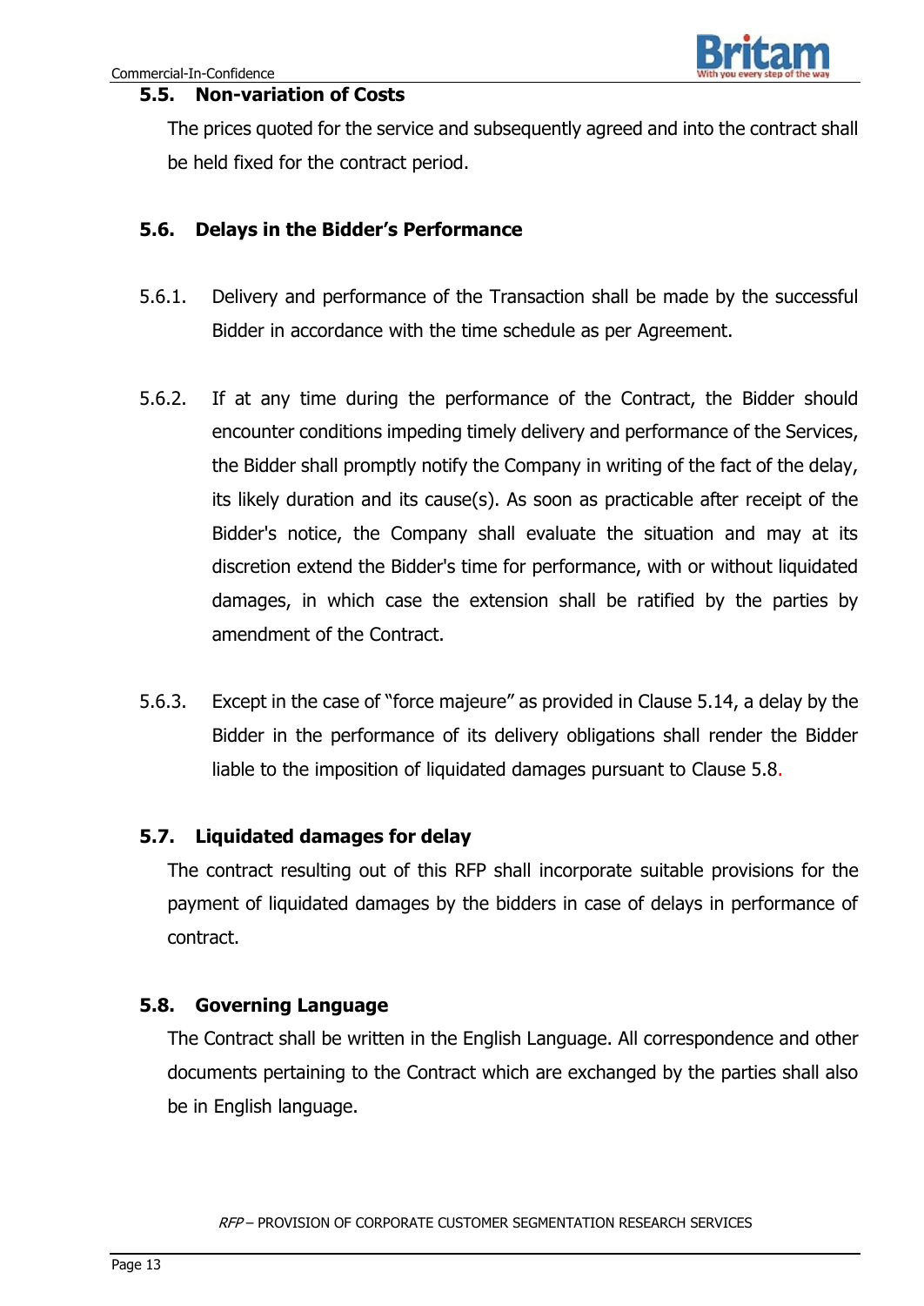### 5.5. Non-variation of Costs

The prices quoted for the service and subsequently agreed and into the contract shall be held fixed for the contract period.

### 5.6. Delays in the Bidder's Performance

5.6.1. Delivery and performance of the Transaction shall be made by the successful Bidder in accordance with the time schedule as per Agreement.

5.6.2. If at any time during the performance of the Contract, the Bidder should encounter conditions impeding timely delivery and performance of the Services, the Bidder shall promptly notify the Company in writing of the fact of the delay, its likely duration and its cause(s). As soon as practicable after receipt of the Bidder's notice, the Company shall evaluate the situation and may at its discretion extend the Bidder's time for performance, with or without liquidated damages, in which case the extension shall be ratified by the parties by amendment of the Contract.

5.6.3. Except in the case of "force majeure" as provided in Clause 5.14, a delay by the Bidder in the performance of its delivery obligations shall render the Bidder liable to the imposition of liquidated damages pursuant to Clause 5.8.

### 5.7. Liquidated damages for delay

The contract resulting out of this RFP shall incorporate suitable provisions for the payment of liquidated damages by the bidders in case of delays in performance of contract.

### 5.8. Governing Language

The Contract shall be written in the English Language. All correspondence and other documents pertaining to the Contract which are exchanged by the parties shall also be in English language.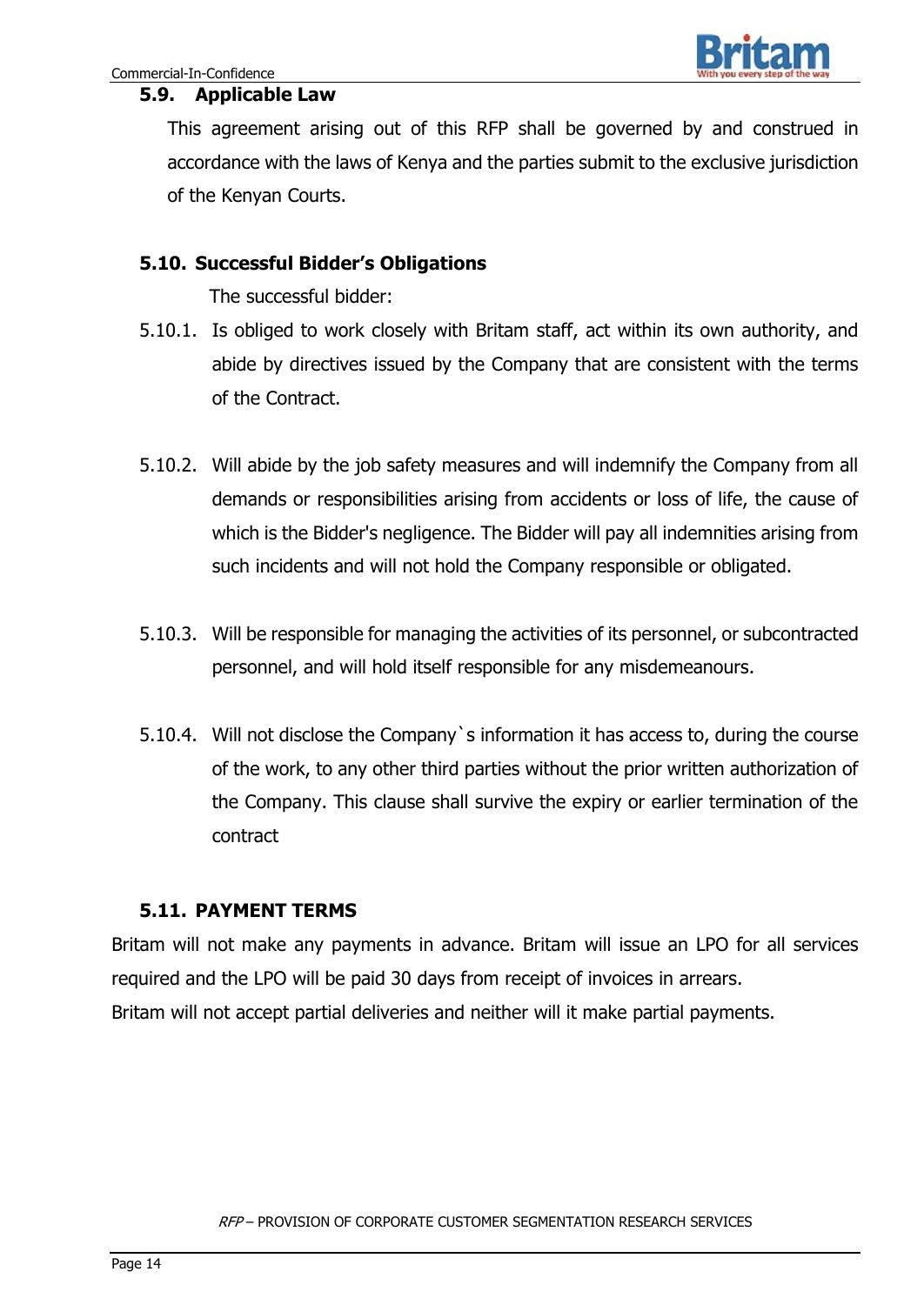### 5.9. Applicable Law

This agreement arising out of this RFP shall be governed by and construed in accordance with the laws of Kenya and the parties submit to the exclusive jurisdiction of the Kenyan Courts.

### 5.10. Successful Bidder's Obligations

The successful bidder:

5.10.1. Is obliged to work closely with Britam staff, act within its own authority, and abide by directives issued by the Company that are consistent with the terms of the Contract.

5.10.2. Will abide by the job safety measures and will indemnify the Company from all demands or responsibilities arising from accidents or loss of life, the cause of which is the Bidder's negligence. The Bidder will pay all indemnities arising from such incidents and will not hold the Company responsible or obligated.

5.10.3. Will be responsible for managing the activities of its personnel, or subcontracted personnel, and will hold itself responsible for any misdemeanours.

5.10.4. Will not disclose the Company`s information it has access to, during the course of the work, to any other third parties without the prior written authorization of the Company. This clause shall survive the expiry or earlier termination of the contract

### 5.11. PAYMENT TERMS

Britam will not make any payments in advance. Britam will issue an LPO for all services required and the LPO will be paid 30 days from receipt of invoices in arrears.
Britam will not accept partial deliveries and neither will it make partial payments.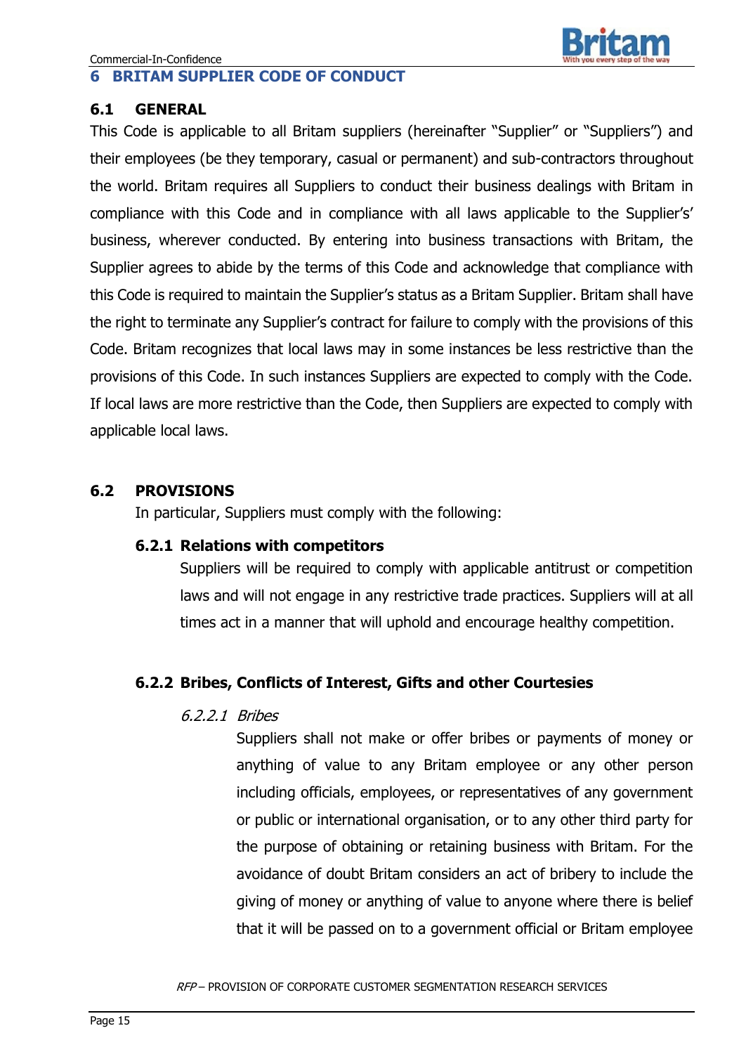# 6 BRITAM SUPPLIER CODE OF CONDUCT

## 6.1 GENERAL

This Code is applicable to all Britam suppliers (hereinafter "Supplier" or "Suppliers") and their employees (be they temporary, casual or permanent) and sub-contractors throughout the world. Britam requires all Suppliers to conduct their business dealings with Britam in compliance with this Code and in compliance with all laws applicable to the Supplier's' business, wherever conducted. By entering into business transactions with Britam, the Supplier agrees to abide by the terms of this Code and acknowledge that compliance with this Code is required to maintain the Supplier's status as a Britam Supplier. Britam shall have the right to terminate any Supplier's contract for failure to comply with the provisions of this Code. Britam recognizes that local laws may in some instances be less restrictive than the provisions of this Code. In such instances Suppliers are expected to comply with the Code. If local laws are more restrictive than the Code, then Suppliers are expected to comply with applicable local laws.

## 6.2 PROVISIONS

In particular, Suppliers must comply with the following:

### 6.2.1 Relations with competitors

Suppliers will be required to comply with applicable antitrust or competition laws and will not engage in any restrictive trade practices. Suppliers will at all times act in a manner that will uphold and encourage healthy competition.

### 6.2.2 Bribes, Conflicts of Interest, Gifts and other Courtesies

#### *6.2.2.1 Bribes*

Suppliers shall not make or offer bribes or payments of money or anything of value to any Britam employee or any other person including officials, employees, or representatives of any government or public or international organisation, or to any other third party for the purpose of obtaining or retaining business with Britam. For the avoidance of doubt Britam considers an act of bribery to include the giving of money or anything of value to anyone where there is belief that it will be passed on to a government official or Britam employee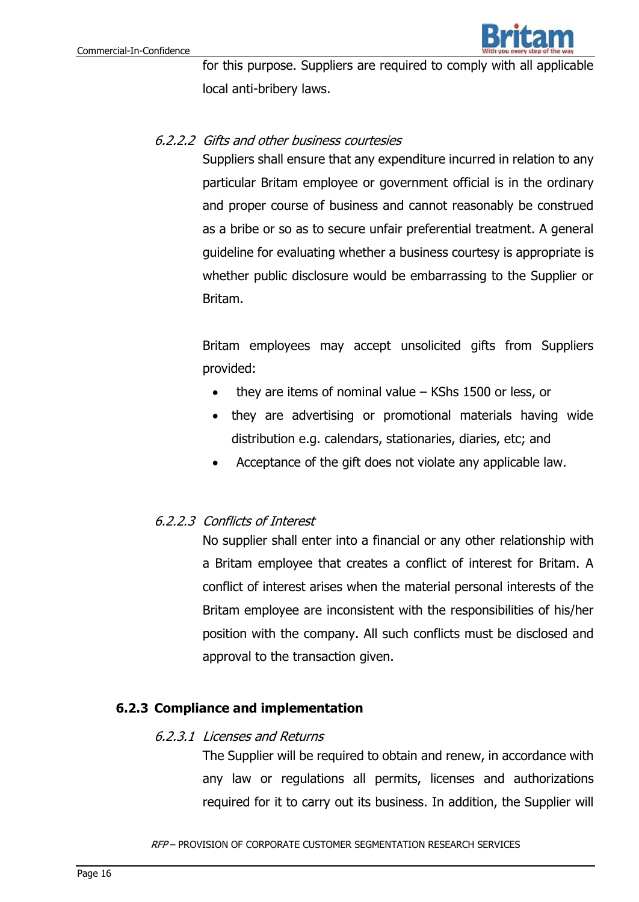for this purpose. Suppliers are required to comply with all applicable local anti-bribery laws.

#### *6.2.2.2 Gifts and other business courtesies*

Suppliers shall ensure that any expenditure incurred in relation to any particular Britam employee or government official is in the ordinary and proper course of business and cannot reasonably be construed as a bribe or so as to secure unfair preferential treatment. A general guideline for evaluating whether a business courtesy is appropriate is whether public disclosure would be embarrassing to the Supplier or Britam.

Britam employees may accept unsolicited gifts from Suppliers provided:

- they are items of nominal value – KShs 1500 or less, or
- they are advertising or promotional materials having wide distribution e.g. calendars, stationaries, diaries, etc; and
- Acceptance of the gift does not violate any applicable law.

#### *6.2.2.3 Conflicts of Interest*

No supplier shall enter into a financial or any other relationship with a Britam employee that creates a conflict of interest for Britam. A conflict of interest arises when the material personal interests of the Britam employee are inconsistent with the responsibilities of his/her position with the company. All such conflicts must be disclosed and approval to the transaction given.

### 6.2.3 Compliance and implementation

#### *6.2.3.1 Licenses and Returns*

The Supplier will be required to obtain and renew, in accordance with any law or regulations all permits, licenses and authorizations required for it to carry out its business. In addition, the Supplier will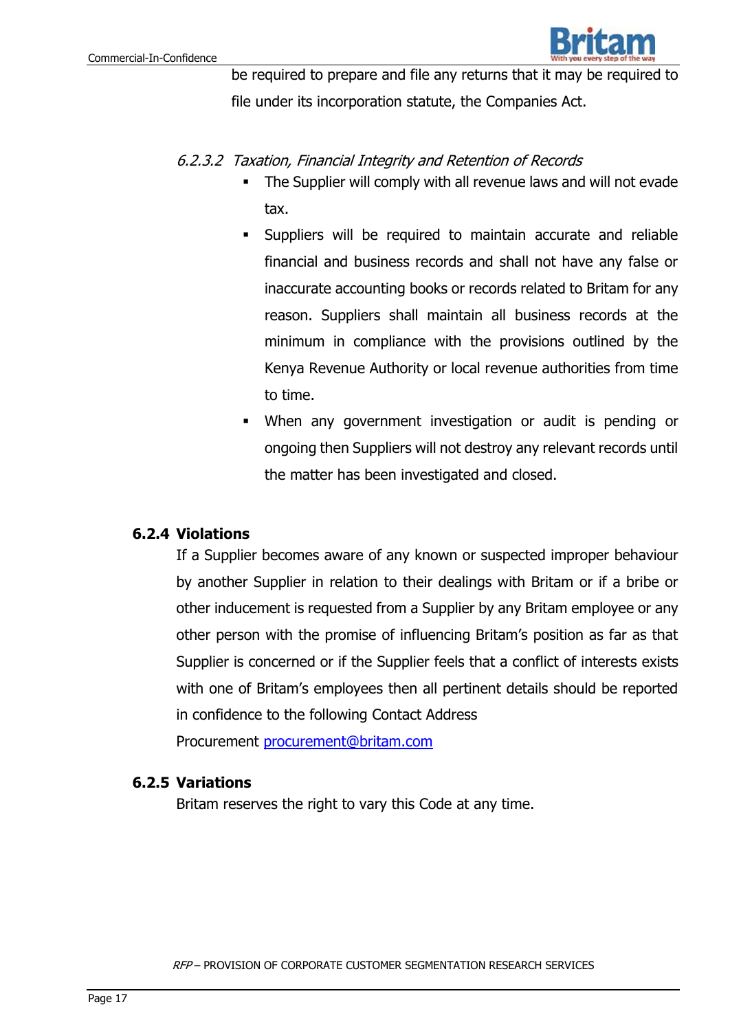be required to prepare and file any returns that it may be required to file under its incorporation statute, the Companies Act.

*6.2.3.2 Taxation, Financial Integrity and Retention of Records*

- The Supplier will comply with all revenue laws and will not evade tax.
- Suppliers will be required to maintain accurate and reliable financial and business records and shall not have any false or inaccurate accounting books or records related to Britam for any reason. Suppliers shall maintain all business records at the minimum in compliance with the provisions outlined by the Kenya Revenue Authority or local revenue authorities from time to time.
- When any government investigation or audit is pending or ongoing then Suppliers will not destroy any relevant records until the matter has been investigated and closed.

### 6.2.4 Violations

If a Supplier becomes aware of any known or suspected improper behaviour by another Supplier in relation to their dealings with Britam or if a bribe or other inducement is requested from a Supplier by any Britam employee or any other person with the promise of influencing Britam's position as far as that Supplier is concerned or if the Supplier feels that a conflict of interests exists with one of Britam's employees then all pertinent details should be reported in confidence to the following Contact Address

Procurement procurement@britam.com

### 6.2.5 Variations

Britam reserves the right to vary this Code at any time.